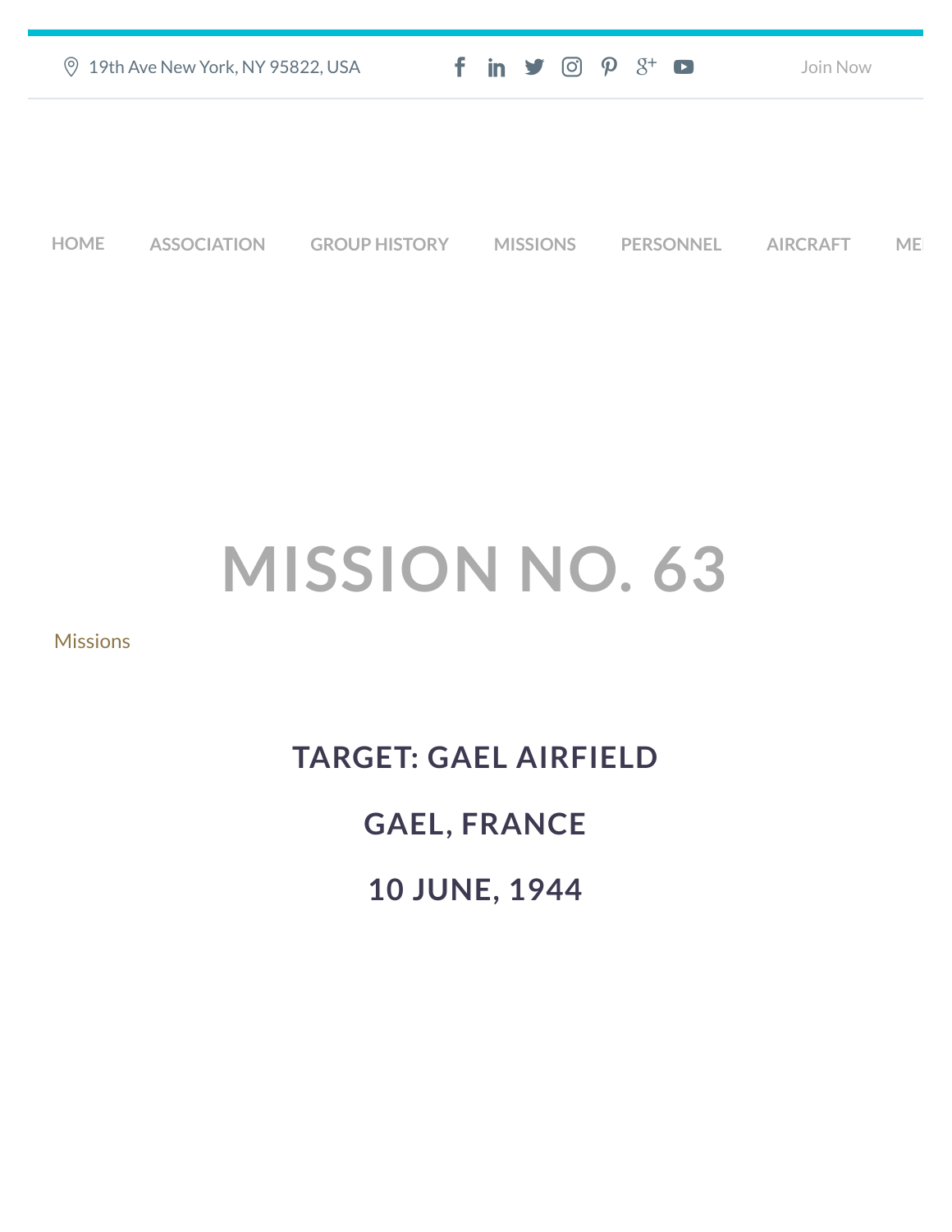19th Ave New York, NY 95822, USA

Join Now

HOME ASSOCIATION GROUP HISTORY MISSIONS PERSONNEL AIRCRAFT ME

# MISSION NO. 63

Missions

## TARGET: GAEL AIRFIELD

## GAEL, FRANCE

## 10 JUNE, 1944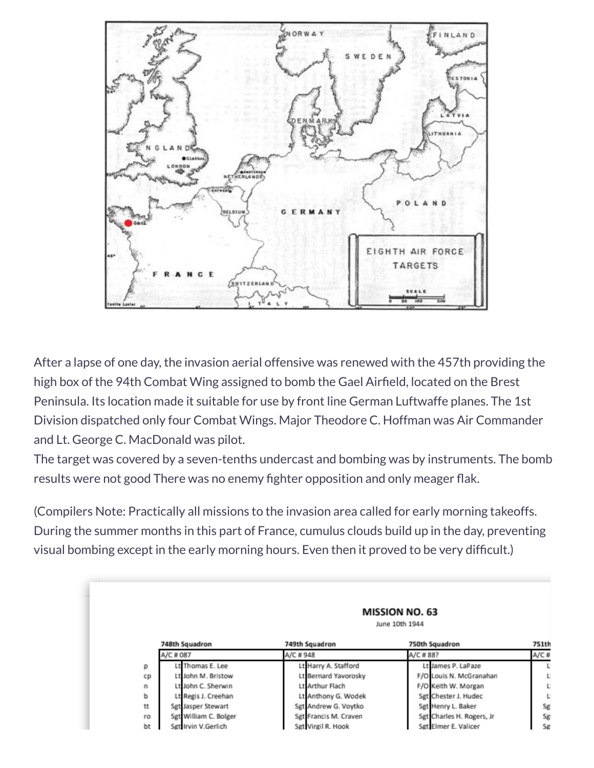After a lapse of one day, the invasion aerial offensive was renewed with the 457th providing the high box of the 94th Combat Wing assigned to bomb the Gael Airfield, located on the Brest Peninsula. Its location made it suitable for use by front line German Luftwaffe planes. The 1st Division dispatched only four Combat Wings. Major Theodore C. Hoffman was Air Commander and Lt. George C. MacDonald was pilot.

The target was covered by a seven-tenths undercast and bombing was by instruments. The bomb results were not good There was no enemy fighter opposition and only meager flak.

(Compilers Note: Practically all missions to the invasion area called for early morning takeoffs. During the summer months in this part of France, cumulus clouds build up in the day, preventing visual bombing except in the early morning hours. Even then it proved to be very difficult.)

**MISSION NO. 63**

June 10th 1944

| | 748th Squadron | | 749th Squadron | | 750th Squadron | | 751th | |
|---|---|---|---|---|---|---|---|---|
| | A/C # 087 | | A/C # 948 | | A/C # 88? | | A/C # | |
| p | Lt | Thomas E. Lee | Lt | Harry A. Stafford | Lt | James P. LaPaze | L | |
| cp | Lt | John M. Bristow | Lt | Bernard Yavorosky | F/O | Louis N. McGranahan | L | |
| n | Lt | John C. Sherwin | Lt | Arthur Flach | F/O | Keith W. Morgan | L | |
| b | Lt | Regis J. Creehan | Lt | Anthony G. Wodek | Sgt | Chester J. Hudec | L | |
| tt | Sgt | Jasper Stewart | Sgt | Andrew G. Voytko | Sgt | Henry L. Baker | Sg | |
| ro | Sgt | William C. Bolger | Sgt | Francis M. Craven | Sgt | Charles H. Rogers, Jr | Sg | |
| bt | Sgt | Irvin V.Gerlich | Sgt | Virgil R. Hook | Sgt | Elmer E. Valicer | Sg | |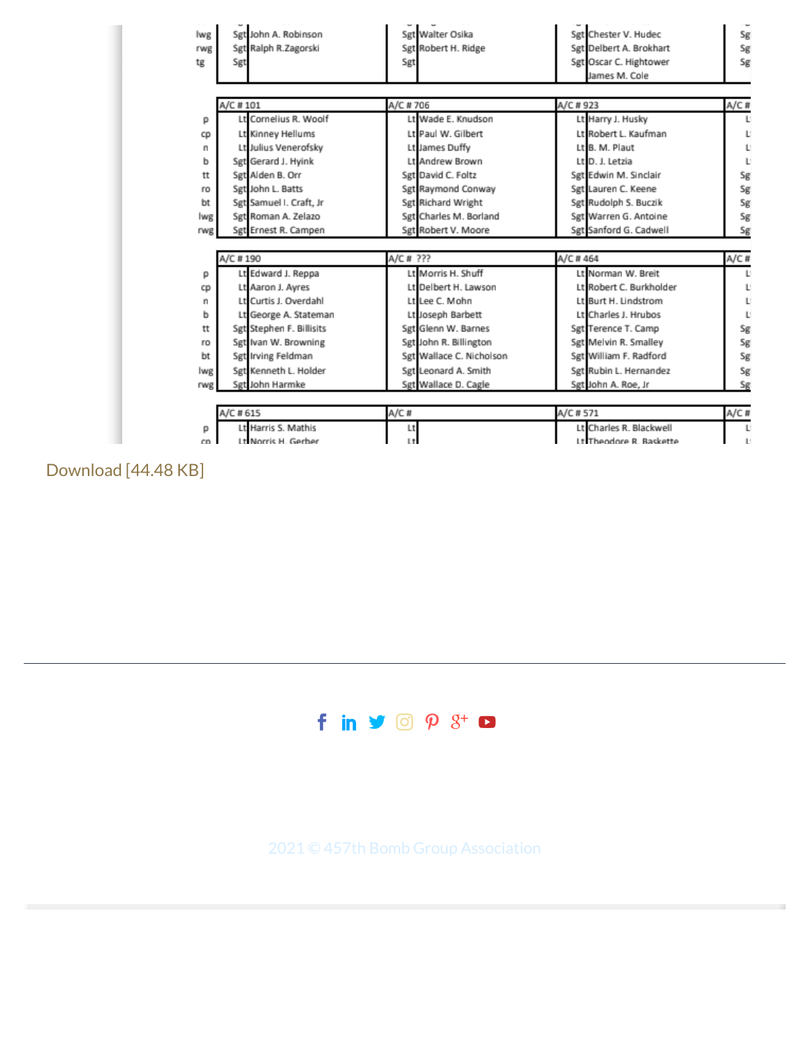| | | | | | | | | |
|---|---|---|---|---|---|---|---|---|
| lwg | Sgt | John A. Robinson | Sgt | Walter Osika | Sgt | Chester V. Hudec | Sg | |
| rwg | Sgt | Ralph R.Zagorski | Sgt | Robert H. Ridge | Sgt | Delbert A. Brokhart | Sg | |
| tg | Sgt | | Sgt | | Sgt | Oscar C. Hightower | Sg | |
| | | | | | | James M. Cole | | |

| | A/C # 101 | | A/C # 706 | | A/C # 923 | | A/C # | |
|---|---|---|---|---|---|---|---|---|
| p | Lt | Cornelius R. Woolf | Lt | Wade E. Knudson | Lt | Harry J. Husky | L | |
| cp | Lt | Kinney Hellums | Lt | Paul W. Gilbert | Lt | Robert L. Kaufman | L | |
| n | Lt | Julius Venerofsky | Lt | James Duffy | Lt | B. M. Plaut | L | |
| b | Sgt | Gerard J. Hyink | Lt | Andrew Brown | Lt | D. J. Letzia | L | |
| tt | Sgt | Alden B. Orr | Sgt | David C. Foltz | Sgt | Edwin M. Sinclair | Sg | |
| ro | Sgt | John L. Batts | Sgt | Raymond Conway | Sgt | Lauren C. Keene | Sg | |
| bt | Sgt | Samuel I. Craft, Jr | Sgt | Richard Wright | Sgt | Rudolph S. Buczik | Sg | |
| lwg | Sgt | Roman A. Zelazo | Sgt | Charles M. Borland | Sgt | Warren G. Antoine | Sg | |
| rwg | Sgt | Ernest R. Campen | Sgt | Robert V. Moore | Sgt | Sanford G. Cadwell | Sg | |

| | A/C # 190 | | A/C # ??? | | A/C # 464 | | A/C # | |
|---|---|---|---|---|---|---|---|---|
| p | Lt | Edward J. Reppa | Lt | Morris H. Shuff | Lt | Norman W. Breit | L | |
| cp | Lt | Aaron J. Ayres | Lt | Delbert H. Lawson | Lt | Robert C. Burkholder | L | |
| n | Lt | Curtis J. Overdahl | Lt | Lee C. Mohn | Lt | Burt H. Lindstrom | L | |
| b | Lt | George A. Stateman | Lt | Joseph Barbett | Lt | Charles J. Hrubos | L | |
| tt | Sgt | Stephen F. Billisits | Sgt | Glenn W. Barnes | Sgt | Terence T. Camp | Sg | |
| ro | Sgt | Ivan W. Browning | Sgt | John R. Billington | Sgt | Melvin R. Smalley | Sg | |
| bt | Sgt | Irving Feldman | Sgt | Wallace C. Nicholson | Sgt | William F. Radford | Sg | |
| lwg | Sgt | Kenneth L. Holder | Sgt | Leonard A. Smith | Sgt | Rubin L. Hernandez | Sg | |
| rwg | Sgt | John Harmke | Sgt | Wallace D. Cagle | Sgt | John A. Roe, Jr | Sg | |

| | A/C # 615 | | A/C # | | A/C # 571 | | A/C # | |
|---|---|---|---|---|---|---|---|---|
| p | Lt | Harris S. Mathis | Lt | | Lt | Charles R. Blackwell | L | |
| cp | Lt | Norris H. Gerber | Lt | | Lt | Theodore R. Baskette | L | |

Download [44.48 KB]

2021 © 457th Bomb Group Association